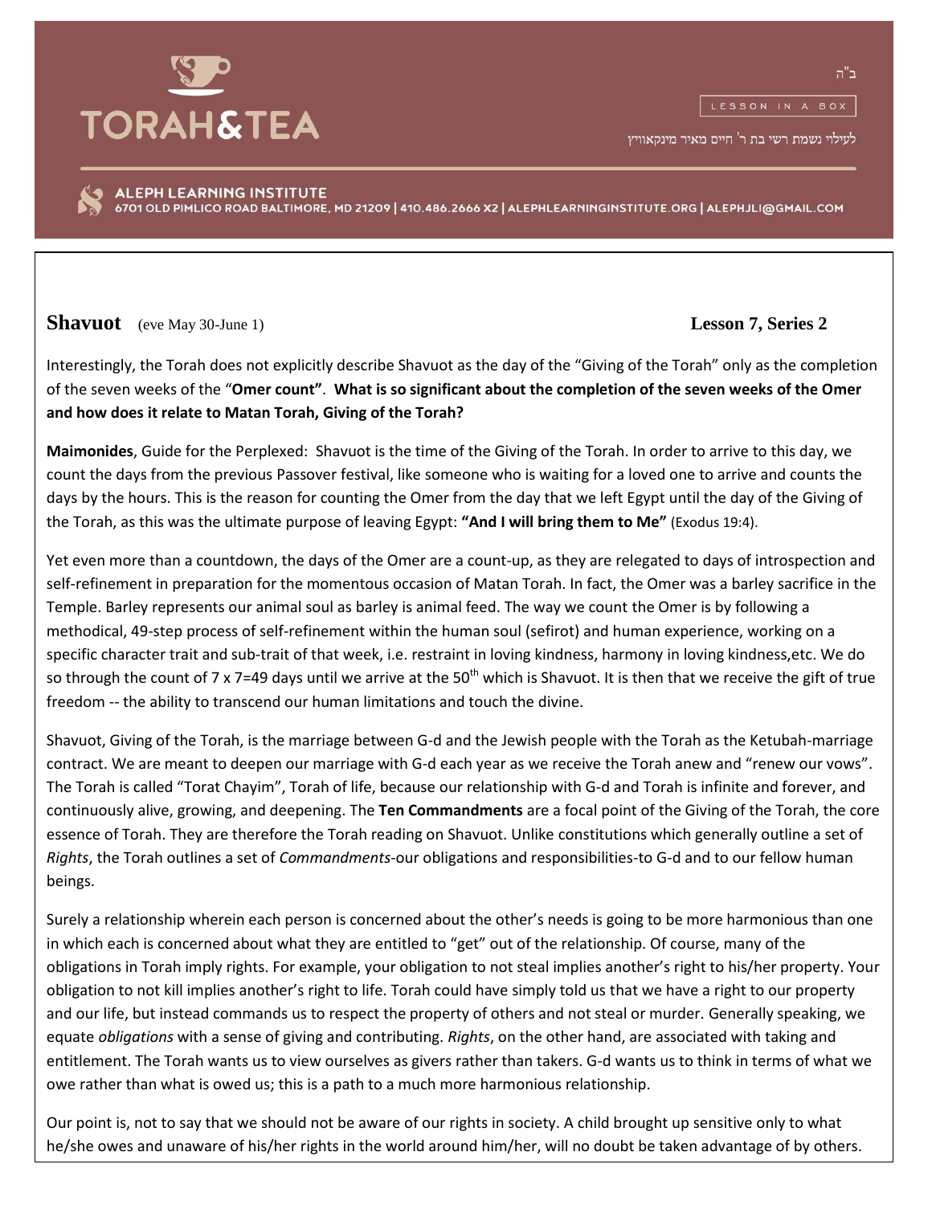# TORAH&TEA

ב"ה

LESSON IN A BOX

לעילוי נשמת רשי בת ר' חיים מאיר מינקאוויץ

ALEPH LEARNING INSTITUTE
6701 OLD PIMLICO ROAD BALTIMORE, MD 21209 | 410.486.2666 X2 | ALEPHLEARNINGINSTITUTE.ORG | ALEPHJLI@GMAIL.COM

## Shavuot (eve May 30-June 1) — Lesson 7, Series 2

Interestingly, the Torah does not explicitly describe Shavuot as the day of the "Giving of the Torah" only as the completion of the seven weeks of the "**Omer count**". **What is so significant about the completion of the seven weeks of the Omer and how does it relate to Matan Torah, Giving of the Torah?**

**Maimonides**, Guide for the Perplexed: Shavuot is the time of the Giving of the Torah. In order to arrive to this day, we count the days from the previous Passover festival, like someone who is waiting for a loved one to arrive and counts the days by the hours. This is the reason for counting the Omer from the day that we left Egypt until the day of the Giving of the Torah, as this was the ultimate purpose of leaving Egypt: **"And I will bring them to Me"** (Exodus 19:4).

Yet even more than a countdown, the days of the Omer are a count-up, as they are relegated to days of introspection and self-refinement in preparation for the momentous occasion of Matan Torah. In fact, the Omer was a barley sacrifice in the Temple. Barley represents our animal soul as barley is animal feed. The way we count the Omer is by following a methodical, 49-step process of self-refinement within the human soul (sefirot) and human experience, working on a specific character trait and sub-trait of that week, i.e. restraint in loving kindness, harmony in loving kindness,etc. We do so through the count of 7 x 7=49 days until we arrive at the 50th which is Shavuot. It is then that we receive the gift of true freedom -- the ability to transcend our human limitations and touch the divine.

Shavuot, Giving of the Torah, is the marriage between G-d and the Jewish people with the Torah as the Ketubah-marriage contract. We are meant to deepen our marriage with G-d each year as we receive the Torah anew and "renew our vows". The Torah is called "Torat Chayim", Torah of life, because our relationship with G-d and Torah is infinite and forever, and continuously alive, growing, and deepening. The **Ten Commandments** are a focal point of the Giving of the Torah, the core essence of Torah. They are therefore the Torah reading on Shavuot. Unlike constitutions which generally outline a set of *Rights*, the Torah outlines a set of *Commandments*-our obligations and responsibilities-to G-d and to our fellow human beings.

Surely a relationship wherein each person is concerned about the other's needs is going to be more harmonious than one in which each is concerned about what they are entitled to "get" out of the relationship. Of course, many of the obligations in Torah imply rights. For example, your obligation to not steal implies another's right to his/her property. Your obligation to not kill implies another's right to life. Torah could have simply told us that we have a right to our property and our life, but instead commands us to respect the property of others and not steal or murder. Generally speaking, we equate *obligations* with a sense of giving and contributing. *Rights*, on the other hand, are associated with taking and entitlement. The Torah wants us to view ourselves as givers rather than takers. G-d wants us to think in terms of what we owe rather than what is owed us; this is a path to a much more harmonious relationship.

Our point is, not to say that we should not be aware of our rights in society. A child brought up sensitive only to what he/she owes and unaware of his/her rights in the world around him/her, will no doubt be taken advantage of by others.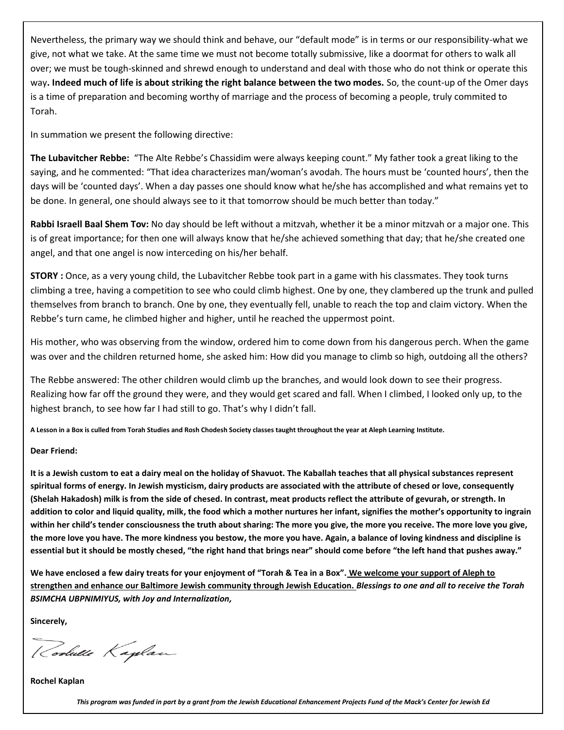Nevertheless, the primary way we should think and behave, our "default mode" is in terms or our responsibility-what we give, not what we take. At the same time we must not become totally submissive, like a doormat for others to walk all over; we must be tough-skinned and shrewd enough to understand and deal with those who do not think or operate this way**. Indeed much of life is about striking the right balance between the two modes.** So, the count-up of the Omer days is a time of preparation and becoming worthy of marriage and the process of becoming a people, truly commited to Torah.

In summation we present the following directive:

**The Lubavitcher Rebbe:** "The Alte Rebbe's Chassidim were always keeping count." My father took a great liking to the saying, and he commented: "That idea characterizes man/woman's avodah. The hours must be 'counted hours', then the days will be 'counted days'. When a day passes one should know what he/she has accomplished and what remains yet to be done. In general, one should always see to it that tomorrow should be much better than today."

**Rabbi Israell Baal Shem Tov:** No day should be left without a mitzvah, whether it be a minor mitzvah or a major one. This is of great importance; for then one will always know that he/she achieved something that day; that he/she created one angel, and that one angel is now interceding on his/her behalf.

**STORY :** Once, as a very young child, the Lubavitcher Rebbe took part in a game with his classmates. They took turns climbing a tree, having a competition to see who could climb highest. One by one, they clambered up the trunk and pulled themselves from branch to branch. One by one, they eventually fell, unable to reach the top and claim victory. When the Rebbe's turn came, he climbed higher and higher, until he reached the uppermost point.

His mother, who was observing from the window, ordered him to come down from his dangerous perch. When the game was over and the children returned home, she asked him: How did you manage to climb so high, outdoing all the others?

The Rebbe answered: The other children would climb up the branches, and would look down to see their progress. Realizing how far off the ground they were, and they would get scared and fall. When I climbed, I looked only up, to the highest branch, to see how far I had still to go. That's why I didn't fall.

**A Lesson in a Box is culled from Torah Studies and Rosh Chodesh Society classes taught throughout the year at Aleph Learning Institute.**

**Dear Friend:**

**It is a Jewish custom to eat a dairy meal on the holiday of Shavuot. The Kaballah teaches that all physical substances represent spiritual forms of energy. In Jewish mysticism, dairy products are associated with the attribute of chesed or love, consequently (Shelah Hakadosh) milk is from the side of chesed. In contrast, meat products reflect the attribute of gevurah, or strength. In addition to color and liquid quality, milk, the food which a mother nurtures her infant, signifies the mother's opportunity to ingrain within her child's tender consciousness the truth about sharing: The more you give, the more you receive. The more love you give, the more love you have. The more kindness you bestow, the more you have. Again, a balance of loving kindness and discipline is essential but it should be mostly chesed, "the right hand that brings near" should come before "the left hand that pushes away."**

**We have enclosed a few dairy treats for your enjoyment of "Torah & Tea in a Box". <u>We welcome your support of Aleph to strengthen and enhance our Baltimore Jewish community through Jewish Education.</u> *Blessings to one and all to receive the Torah BSIMCHA UBPNIMIYUS, with Joy and Internalization,***

**Sincerely,**

Rochel Kaplan

**Rochel Kaplan**

***This program was funded in part by a grant from the Jewish Educational Enhancement Projects Fund of the Mack's Center for Jewish Ed***